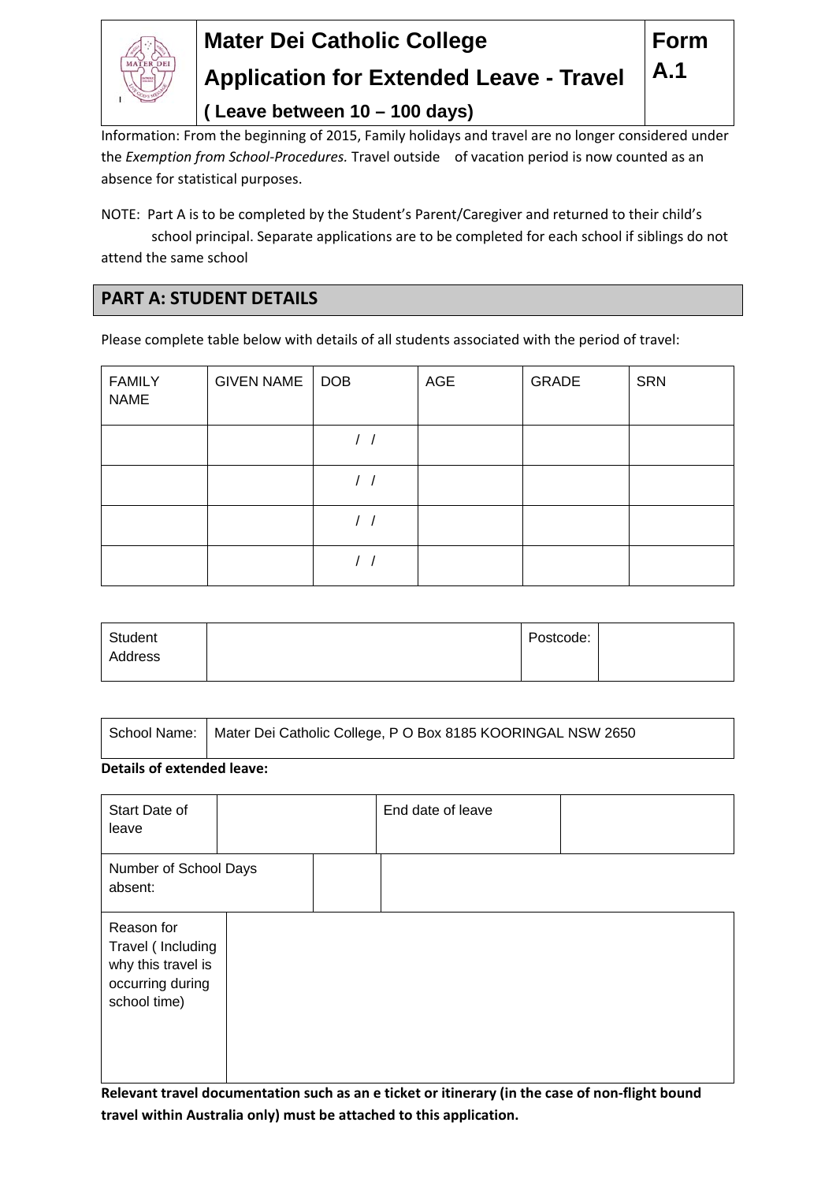# Mater Dei Catholic College

## Application for Extended Leave - Travel

**Form A.1**

**( Leave between 10 – 100 days)**

Information: From the beginning of 2015, Family holidays and travel are no longer considered under the *Exemption from School-Procedures.* Travel outside of vacation period is now counted as an absence for statistical purposes.

NOTE: Part A is to be completed by the Student's Parent/Caregiver and returned to their child's school principal. Separate applications are to be completed for each school if siblings do not attend the same school

## PART A: STUDENT DETAILS

Please complete table below with details of all students associated with the period of travel:

| FAMILY NAME | GIVEN NAME | DOB | AGE | GRADE | SRN |
|---|---|---|---|---|---|
| | | / / | | | |
| | | / / | | | |
| | | / / | | | |
| | | / / | | | |

| Student Address | | Postcode: | |
|---|---|---|---|

| School Name: | Mater Dei Catholic College, P O Box 8185 KOORINGAL NSW 2650 |
|---|---|

**Details of extended leave:**

| Start Date of leave | | End date of leave | |
|---|---|---|---|
| Number of School Days absent: | | | |
| Reason for Travel ( Including why this travel is occurring during school time) | | | |

**Relevant travel documentation such as an e ticket or itinerary (in the case of non-flight bound travel within Australia only) must be attached to this application.**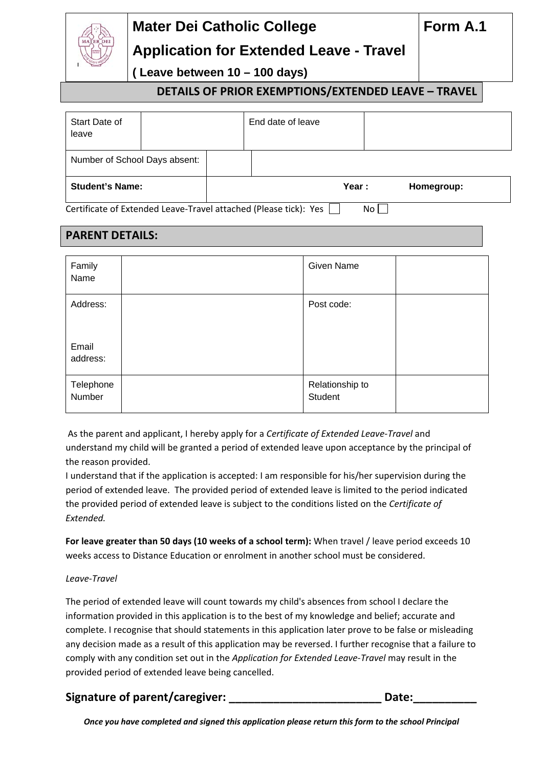# Mater Dei Catholic College

## Application for Extended Leave - Travel

**Form A.1**

**( Leave between 10 – 100 days)**

### DETAILS OF PRIOR EXEMPTIONS/EXTENDED LEAVE – TRAVEL

| Start Date of leave | | End date of leave | |
|---|---|---|---|
| Number of School Days absent: | | | |
| **Student's Name:** | | **Year :** | **Homegroup:** |

Certificate of Extended Leave-Travel attached (Please tick): Yes ☐ No ☐

### PARENT DETAILS:

| Family Name | | Given Name | |
|---|---|---|---|
| Address:<br><br>Email address: | | Post code: | |
| Telephone Number | | Relationship to Student | |

As the parent and applicant, I hereby apply for a *Certificate of Extended Leave-Travel* and understand my child will be granted a period of extended leave upon acceptance by the principal of the reason provided.

I understand that if the application is accepted: I am responsible for his/her supervision during the period of extended leave. The provided period of extended leave is limited to the period indicated the provided period of extended leave is subject to the conditions listed on the *Certificate of Extended.*

**For leave greater than 50 days (10 weeks of a school term):** When travel / leave period exceeds 10 weeks access to Distance Education or enrolment in another school must be considered.

*Leave-Travel*

The period of extended leave will count towards my child's absences from school I declare the information provided in this application is to the best of my knowledge and belief; accurate and complete. I recognise that should statements in this application later prove to be false or misleading any decision made as a result of this application may be reversed. I further recognise that a failure to comply with any condition set out in the *Application for Extended Leave-Travel* may result in the provided period of extended leave being cancelled.

**Signature of parent/caregiver: ________________________ Date:__________**

***Once you have completed and signed this application please return this form to the school Principal***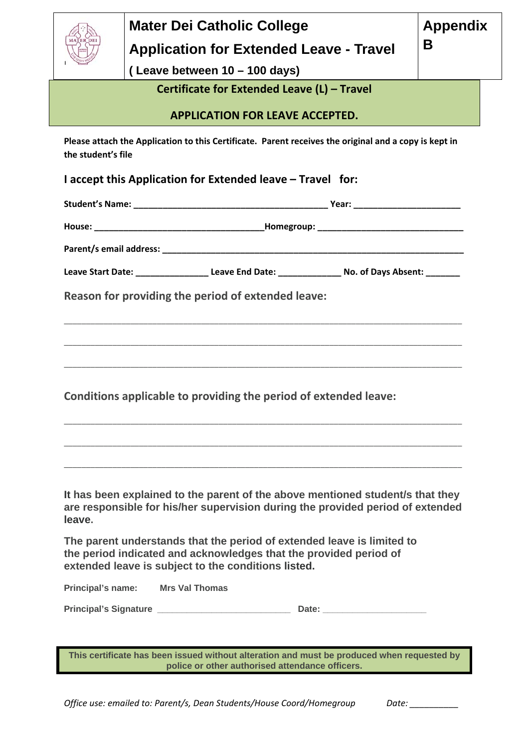# Mater Dei Catholic College

## Application for Extended Leave - Travel

**( Leave between 10 – 100 days)**

**Appendix B**

**Certificate for Extended Leave (L) – Travel**

**APPLICATION FOR LEAVE ACCEPTED.**

**Please attach the Application to this Certificate. Parent receives the original and a copy is kept in the student's file**

### I accept this Application for Extended leave – Travel for:

**Student's Name:** ________________________________________ **Year:** ______________________

**House:** ___________________________________**Homegroup:** _______________________________

**Parent/s email address:** _______________________________________________________________

**Leave Start Date:** _______________ **Leave End Date:** _____________ **No. of Days Absent:** _______

### Reason for providing the period of extended leave:

_____________________________________________________________________________

_____________________________________________________________________________

_____________________________________________________________________________

### Conditions applicable to providing the period of extended leave:

_____________________________________________________________________________

_____________________________________________________________________________

_____________________________________________________________________________

**It has been explained to the parent of the above mentioned student/s that they are responsible for his/her supervision during the provided period of extended leave.**

**The parent understands that the period of extended leave is limited to the period indicated and acknowledges that the provided period of extended leave is subject to the conditions listed.**

**Principal's name:** **Mrs Val Thomas**

**Principal's Signature** ___________________________ **Date:** _____________________

**This certificate has been issued without alteration and must be produced when requested by police or other authorised attendance officers.**

*Office use: emailed to: Parent/s, Dean Students/House Coord/Homegroup* *Date:* __________